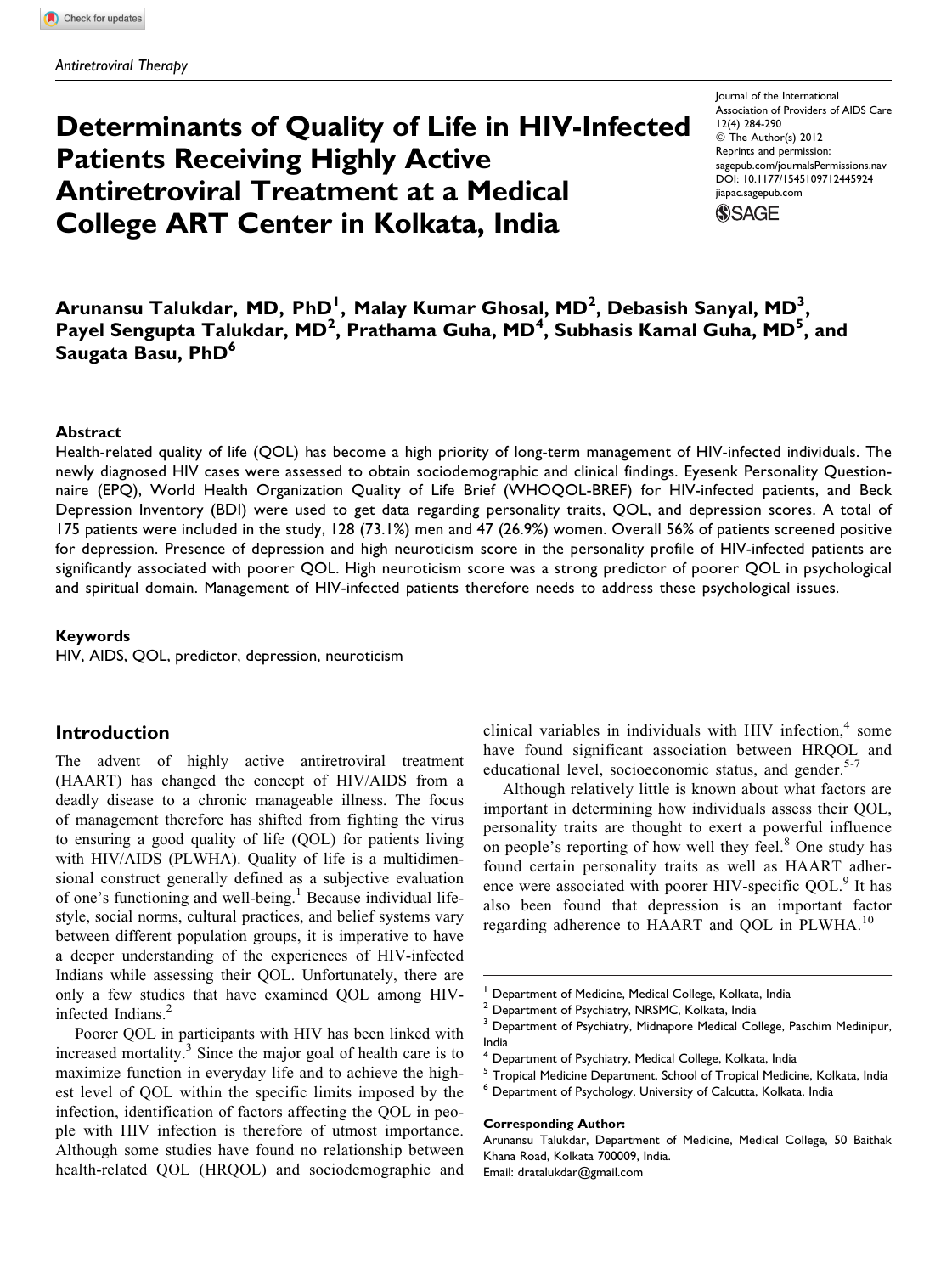Antiretroviral Therapy

# Determinants of Quality of Life in HIV-Infected Patients Receiving Highly Active Antiretroviral Treatment at a Medical College ART Center in Kolkata, India

Journal of the International Association of Providers of AIDS Care 12(4) 284-290
© The Author(s) 2012
Reprints and permission: sagepub.com/journalsPermissions.nav
DOI: 10.1177/1545109712445924
jiapac.sagepub.com

**Arunansu Talukdar, MD, PhD[1], Malay Kumar Ghosal, MD[2], Debasish Sanyal, MD[3], Payel Sengupta Talukdar, MD[2], Prathama Guha, MD[4], Subhasis Kamal Guha, MD[5], and Saugata Basu, PhD[6]**

## Abstract

Health-related quality of life (QOL) has become a high priority of long-term management of HIV-infected individuals. The newly diagnosed HIV cases were assessed to obtain sociodemographic and clinical findings. Eyesenk Personality Questionnaire (EPQ), World Health Organization Quality of Life Brief (WHOQOL-BREF) for HIV-infected patients, and Beck Depression Inventory (BDI) were used to get data regarding personality traits, QOL, and depression scores. A total of 175 patients were included in the study, 128 (73.1%) men and 47 (26.9%) women. Overall 56% of patients screened positive for depression. Presence of depression and high neuroticism score in the personality profile of HIV-infected patients are significantly associated with poorer QOL. High neuroticism score was a strong predictor of poorer QOL in psychological and spiritual domain. Management of HIV-infected patients therefore needs to address these psychological issues.

### Keywords

HIV, AIDS, QOL, predictor, depression, neuroticism

## Introduction

The advent of highly active antiretroviral treatment (HAART) has changed the concept of HIV/AIDS from a deadly disease to a chronic manageable illness. The focus of management therefore has shifted from fighting the virus to ensuring a good quality of life (QOL) for patients living with HIV/AIDS (PLWHA). Quality of life is a multidimensional construct generally defined as a subjective evaluation of one's functioning and well-being.[1] Because individual lifestyle, social norms, cultural practices, and belief systems vary between different population groups, it is imperative to have a deeper understanding of the experiences of HIV-infected Indians while assessing their QOL. Unfortunately, there are only a few studies that have examined QOL among HIV-infected Indians.[2]

Poorer QOL in participants with HIV has been linked with increased mortality.[3] Since the major goal of health care is to maximize function in everyday life and to achieve the highest level of QOL within the specific limits imposed by the infection, identification of factors affecting the QOL in people with HIV infection is therefore of utmost importance. Although some studies have found no relationship between health-related QOL (HRQOL) and sociodemographic and clinical variables in individuals with HIV infection,[4] some have found significant association between HRQOL and educational level, socioeconomic status, and gender.[5-7]

Although relatively little is known about what factors are important in determining how individuals assess their QOL, personality traits are thought to exert a powerful influence on people's reporting of how well they feel.[8] One study has found certain personality traits as well as HAART adherence were associated with poorer HIV-specific QOL.[9] It has also been found that depression is an important factor regarding adherence to HAART and QOL in PLWHA.[10]

[1] Department of Medicine, Medical College, Kolkata, India
[2] Department of Psychiatry, NRSMC, Kolkata, India
[3] Department of Psychiatry, Midnapore Medical College, Paschim Medinipur, India
[4] Department of Psychiatry, Medical College, Kolkata, India
[5] Tropical Medicine Department, School of Tropical Medicine, Kolkata, India
[6] Department of Psychology, University of Calcutta, Kolkata, India

**Corresponding Author:**
Arunansu Talukdar, Department of Medicine, Medical College, 50 Baithak Khana Road, Kolkata 700009, India.
Email: dratalukdar@gmail.com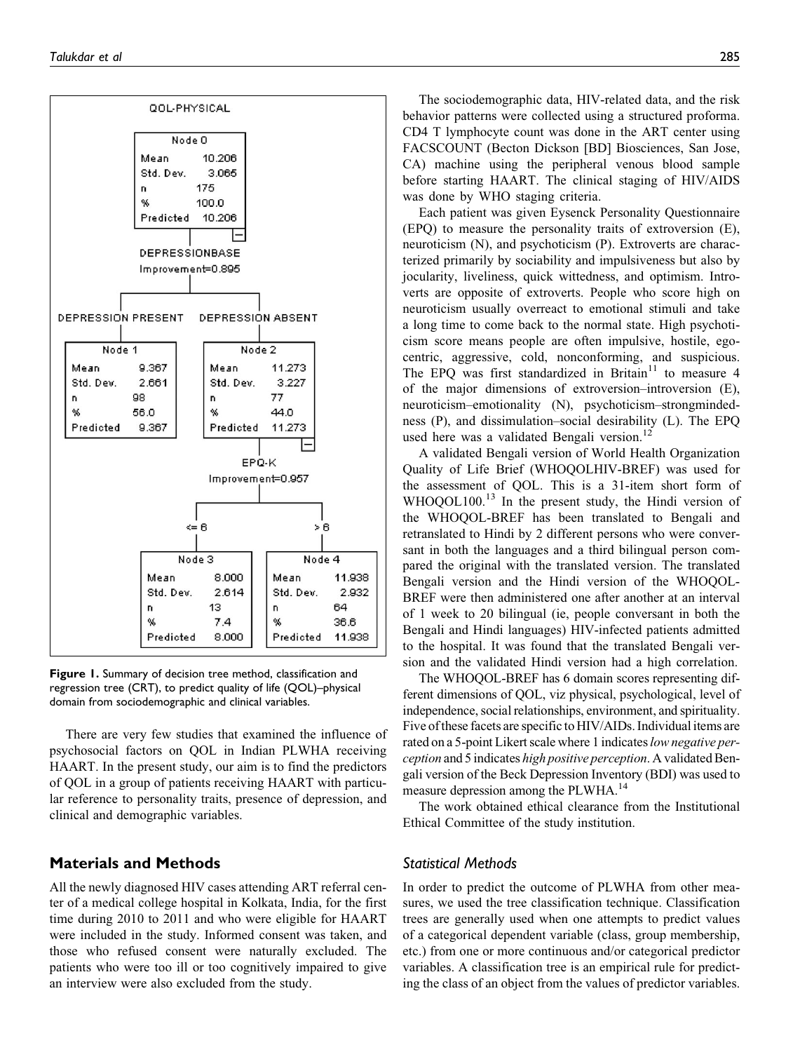**Figure 1.** Summary of decision tree method, classification and regression tree (CRT), to predict quality of life (QOL)–physical domain from sociodemographic and clinical variables.

There are very few studies that examined the influence of psychosocial factors on QOL in Indian PLWHA receiving HAART. In the present study, our aim is to find the predictors of QOL in a group of patients receiving HAART with particular reference to personality traits, presence of depression, and clinical and demographic variables.

## Materials and Methods

All the newly diagnosed HIV cases attending ART referral center of a medical college hospital in Kolkata, India, for the first time during 2010 to 2011 and who were eligible for HAART were included in the study. Informed consent was taken, and those who refused consent were naturally excluded. The patients who were too ill or too cognitively impaired to give an interview were also excluded from the study.

The sociodemographic data, HIV-related data, and the risk behavior patterns were collected using a structured proforma. CD4 T lymphocyte count was done in the ART center using FACSCOUNT (Becton Dickson [BD] Biosciences, San Jose, CA) machine using the peripheral venous blood sample before starting HAART. The clinical staging of HIV/AIDS was done by WHO staging criteria.

Each patient was given Eysenck Personality Questionnaire (EPQ) to measure the personality traits of extroversion (E), neuroticism (N), and psychoticism (P). Extroverts are characterized primarily by sociability and impulsiveness but also by jocularity, liveliness, quick wittedness, and optimism. Introverts are opposite of extroverts. People who score high on neuroticism usually overreact to emotional stimuli and take a long time to come back to the normal state. High psychoticism score means people are often impulsive, hostile, egocentric, aggressive, cold, nonconforming, and suspicious. The EPQ was first standardized in Britain[11] to measure 4 of the major dimensions of extroversion–introversion (E), neuroticism–emotionality (N), psychoticism–strongmindedness (P), and dissimulation–social desirability (L). The EPQ used here was a validated Bengali version.[12]

A validated Bengali version of World Health Organization Quality of Life Brief (WHOQOLHIV-BREF) was used for the assessment of QOL. This is a 31-item short form of WHOQOL100.[13] In the present study, the Hindi version of the WHOQOL-BREF has been translated to Bengali and retranslated to Hindi by 2 different persons who were conversant in both the languages and a third bilingual person compared the original with the translated version. The translated Bengali version and the Hindi version of the WHOQOL-BREF were then administered one after another at an interval of 1 week to 20 bilingual (ie, people conversant in both the Bengali and Hindi languages) HIV-infected patients admitted to the hospital. It was found that the translated Bengali version and the validated Hindi version had a high correlation.

The WHOQOL-BREF has 6 domain scores representing different dimensions of QOL, viz physical, psychological, level of independence, social relationships, environment, and spirituality. Five of these facets are specific to HIV/AIDs. Individual items are rated on a 5-point Likert scale where 1 indicates *low negative perception* and 5 indicates *high positive perception*. A validated Bengali version of the Beck Depression Inventory (BDI) was used to measure depression among the PLWHA.[14]

The work obtained ethical clearance from the Institutional Ethical Committee of the study institution.

### Statistical Methods

In order to predict the outcome of PLWHA from other measures, we used the tree classification technique. Classification trees are generally used when one attempts to predict values of a categorical dependent variable (class, group membership, etc.) from one or more continuous and/or categorical predictor variables. A classification tree is an empirical rule for predicting the class of an object from the values of predictor variables.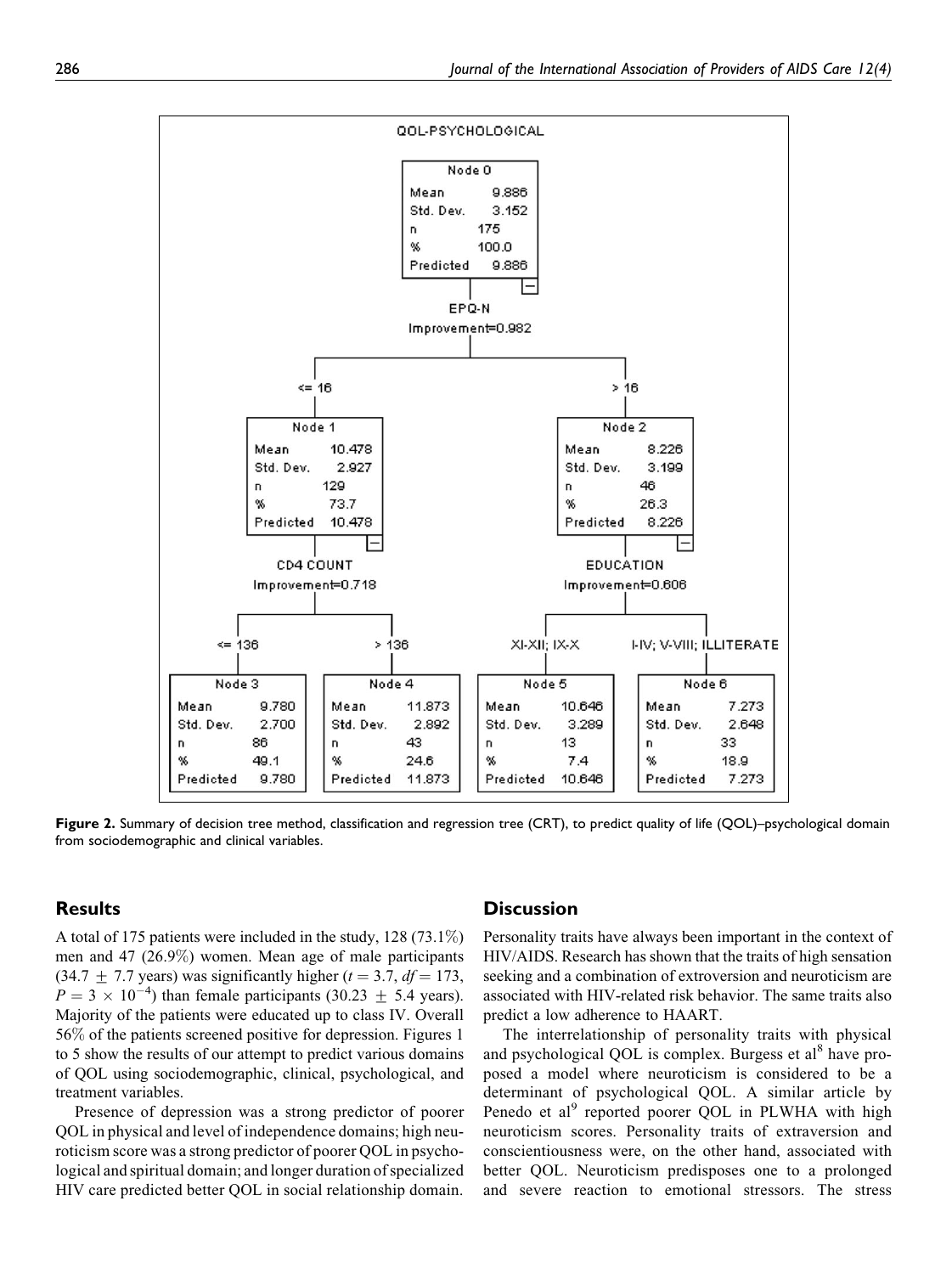QOL-PSYCHOLOGICAL

Node 0: Mean 9.886; Std. Dev. 3.152; n 175; % 100.0; Predicted 9.886

EPQ-N, Improvement=0.982

- <= 16 → Node 1: Mean 10.478; Std. Dev. 2.927; n 129; % 73.7; Predicted 10.478
  - CD4 COUNT, Improvement=0.718
    - <= 136 → Node 3: Mean 9.780; Std. Dev. 2.700; n 86; % 49.1; Predicted 9.780
    - > 136 → Node 4: Mean 11.873; Std. Dev. 2.892; n 43; % 24.6; Predicted 11.873
- > 16 → Node 2: Mean 8.226; Std. Dev. 3.199; n 46; % 26.3; Predicted 8.226
  - EDUCATION, Improvement=0.606
    - XI-XII; IX-X → Node 5: Mean 10.646; Std. Dev. 3.289; n 13; % 7.4; Predicted 10.646
    - I-IV; V-VIII; ILLITERATE → Node 6: Mean 7.273; Std. Dev. 2.648; n 33; % 18.9; Predicted 7.273

**Figure 2.** Summary of decision tree method, classification and regression tree (CRT), to predict quality of life (QOL)–psychological domain from sociodemographic and clinical variables.

## Results

A total of 175 patients were included in the study, 128 (73.1%) men and 47 (26.9%) women. Mean age of male participants ($34.7 \pm 7.7$ years) was significantly higher ($t = 3.7$, $df = 173$, $P = 3 \times 10^{-4}$) than female participants ($30.23 \pm 5.4$ years). Majority of the patients were educated up to class IV. Overall 56% of the patients screened positive for depression. Figures 1 to 5 show the results of our attempt to predict various domains of QOL using sociodemographic, clinical, psychological, and treatment variables.

Presence of depression was a strong predictor of poorer QOL in physical and level of independence domains; high neuroticism score was a strong predictor of poorer QOL in psychological and spiritual domain; and longer duration of specialized HIV care predicted better QOL in social relationship domain.

## Discussion

Personality traits have always been important in the context of HIV/AIDS. Research has shown that the traits of high sensation seeking and a combination of extroversion and neuroticism are associated with HIV-related risk behavior. The same traits also predict a low adherence to HAART.

The interrelationship of personality traits with physical and psychological QOL is complex. Burgess et al[8] have proposed a model where neuroticism is considered to be a determinant of psychological QOL. A similar article by Penedo et al[9] reported poorer QOL in PLWHA with high neuroticism scores. Personality traits of extraversion and conscientiousness were, on the other hand, associated with better QOL. Neuroticism predisposes one to a prolonged and severe reaction to emotional stressors. The stress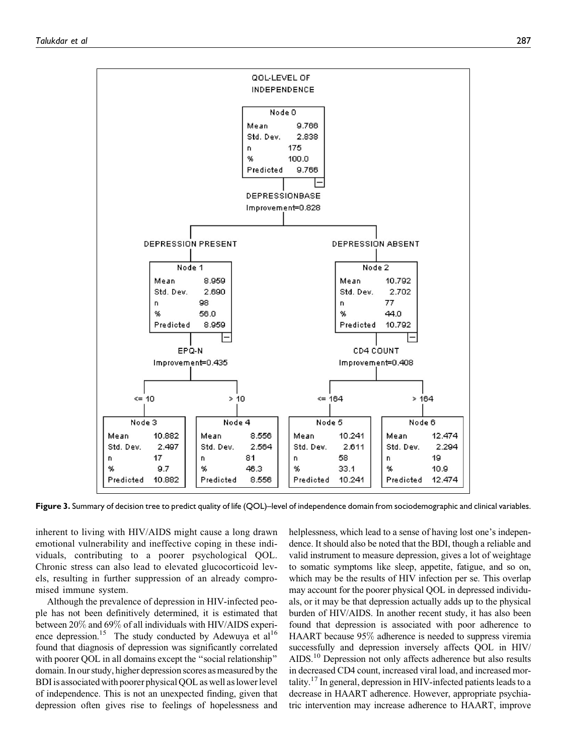QOL-LEVEL OF INDEPENDENCE

| Node 0 | |
|---|---|
| Mean | 9.766 |
| Std. Dev. | 2.838 |
| n | 175 |
| % | 100.0 |
| Predicted | 9.766 |

DEPRESSIONBASE
Improvement=0.828

DEPRESSION PRESENT

| Node 1 | |
|---|---|
| Mean | 8.959 |
| Std. Dev. | 2.690 |
| n | 98 |
| % | 56.0 |
| Predicted | 8.959 |

EPQ-N
Improvement=0.435

<= 10

| Node 3 | |
|---|---|
| Mean | 10.882 |
| Std. Dev. | 2.497 |
| n | 17 |
| % | 9.7 |
| Predicted | 10.882 |

> 10

| Node 4 | |
|---|---|
| Mean | 8.556 |
| Std. Dev. | 2.564 |
| n | 81 |
| % | 46.3 |
| Predicted | 8.556 |

DEPRESSION ABSENT

| Node 2 | |
|---|---|
| Mean | 10.792 |
| Std. Dev. | 2.702 |
| n | 77 |
| % | 44.0 |
| Predicted | 10.792 |

CD4 COUNT
Improvement=0.408

<= 164

| Node 5 | |
|---|---|
| Mean | 10.241 |
| Std. Dev. | 2.611 |
| n | 58 |
| % | 33.1 |
| Predicted | 10.241 |

> 164

| Node 6 | |
|---|---|
| Mean | 12.474 |
| Std. Dev. | 2.294 |
| n | 19 |
| % | 10.9 |
| Predicted | 12.474 |

**Figure 3.** Summary of decision tree to predict quality of life (QOL)–level of independence domain from sociodemographic and clinical variables.

inherent to living with HIV/AIDS might cause a long drawn emotional vulnerability and ineffective coping in these individuals, contributing to a poorer psychological QOL. Chronic stress can also lead to elevated glucocorticoid levels, resulting in further suppression of an already compromised immune system.

Although the prevalence of depression in HIV-infected people has not been definitively determined, it is estimated that between 20% and 69% of all individuals with HIV/AIDS experience depression.[15] The study conducted by Adewuya et al[16] found that diagnosis of depression was significantly correlated with poorer QOL in all domains except the "social relationship" domain. In our study, higher depression scores as measured by the BDI is associated with poorer physical QOL as well as lower level of independence. This is not an unexpected finding, given that depression often gives rise to feelings of hopelessness and helplessness, which lead to a sense of having lost one's independence. It should also be noted that the BDI, though a reliable and valid instrument to measure depression, gives a lot of weightage to somatic symptoms like sleep, appetite, fatigue, and so on, which may be the results of HIV infection per se. This overlap may account for the poorer physical QOL in depressed individuals, or it may be that depression actually adds up to the physical burden of HIV/AIDS. In another recent study, it has also been found that depression is associated with poor adherence to HAART because 95% adherence is needed to suppress viremia successfully and depression inversely affects QOL in HIV/AIDS.[10] Depression not only affects adherence but also results in decreased CD4 count, increased viral load, and increased mortality.[17] In general, depression in HIV-infected patients leads to a decrease in HAART adherence. However, appropriate psychiatric intervention may increase adherence to HAART, improve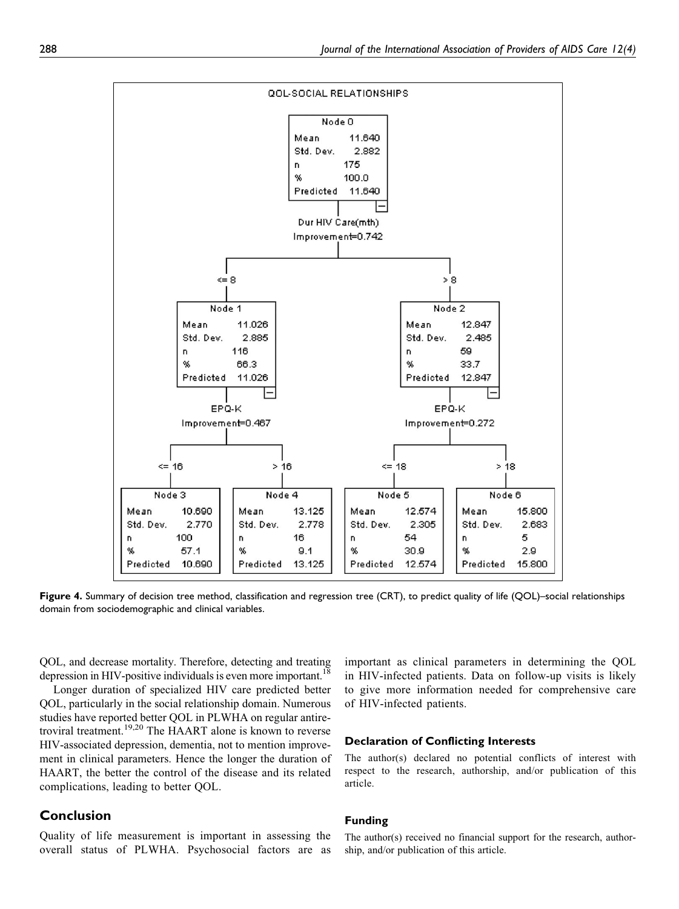QOL-SOCIAL RELATIONSHIPS

**Node 0**: Mean 11.640; Std. Dev. 2.882; n 175; % 100.0; Predicted 11.640

Dur HIV Care(mth)
Improvement=0.742

- <= 8 → **Node 1**: Mean 11.026; Std. Dev. 2.885; n 116; % 66.3; Predicted 11.026
  - EPQ-K, Improvement=0.467
    - <= 16 → **Node 3**: Mean 10.690; Std. Dev. 2.770; n 100; % 57.1; Predicted 10.690
    - > 16 → **Node 4**: Mean 13.125; Std. Dev. 2.778; n 16; % 9.1; Predicted 13.125
- > 8 → **Node 2**: Mean 12.847; Std. Dev. 2.485; n 59; % 33.7; Predicted 12.847
  - EPQ-K, Improvement=0.272
    - <= 18 → **Node 5**: Mean 12.574; Std. Dev. 2.305; n 54; % 30.9; Predicted 12.574
    - > 18 → **Node 6**: Mean 15.800; Std. Dev. 2.683; n 5; % 2.9; Predicted 15.800

**Figure 4.** Summary of decision tree method, classification and regression tree (CRT), to predict quality of life (QOL)–social relationships domain from sociodemographic and clinical variables.

QOL, and decrease mortality. Therefore, detecting and treating depression in HIV-positive individuals is even more important.[18]

Longer duration of specialized HIV care predicted better QOL, particularly in the social relationship domain. Numerous studies have reported better QOL in PLWHA on regular antiretroviral treatment.[19,20] The HAART alone is known to reverse HIV-associated depression, dementia, not to mention improvement in clinical parameters. Hence the longer the duration of HAART, the better the control of the disease and its related complications, leading to better QOL.

## Conclusion

Quality of life measurement is important in assessing the overall status of PLWHA. Psychosocial factors are as important as clinical parameters in determining the QOL in HIV-infected patients. Data on follow-up visits is likely to give more information needed for comprehensive care of HIV-infected patients.

### Declaration of Conflicting Interests

The author(s) declared no potential conflicts of interest with respect to the research, authorship, and/or publication of this article.

### Funding

The author(s) received no financial support for the research, authorship, and/or publication of this article.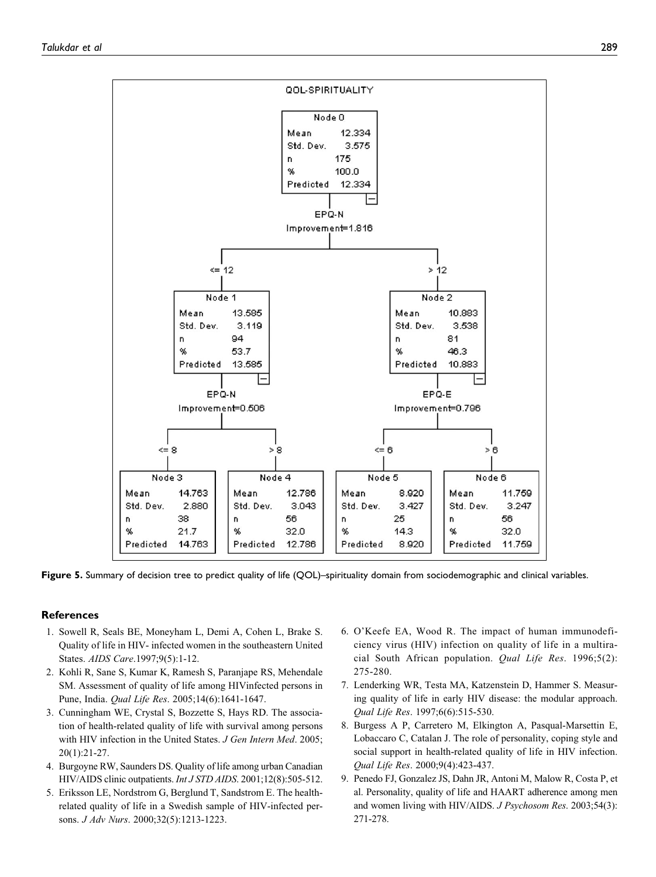QOL-SPIRITUALITY

Node 0: Mean 12.334, Std. Dev. 3.575, n 175, % 100.0, Predicted 12.334

EPQ-N, Improvement=1.816

- <= 12 → Node 1: Mean 13.585, Std. Dev. 3.119, n 94, % 53.7, Predicted 13.585
  - EPQ-N, Improvement=0.506
    - <= 8 → Node 3: Mean 14.763, Std. Dev. 2.880, n 38, % 21.7, Predicted 14.763
    - > 8 → Node 4: Mean 12.786, Std. Dev. 3.043, n 56, % 32.0, Predicted 12.786
- > 12 → Node 2: Mean 10.883, Std. Dev. 3.538, n 81, % 46.3, Predicted 10.883
  - EPQ-E, Improvement=0.796
    - <= 6 → Node 5: Mean 8.920, Std. Dev. 3.427, n 25, % 14.3, Predicted 8.920
    - > 6 → Node 6: Mean 11.759, Std. Dev. 3.247, n 56, % 32.0, Predicted 11.759

**Figure 5.** Summary of decision tree to predict quality of life (QOL)–spirituality domain from sociodemographic and clinical variables.

## References

1. Sowell R, Seals BE, Moneyham L, Demi A, Cohen L, Brake S. Quality of life in HIV- infected women in the southeastern United States. *AIDS Care*.1997;9(5):1-12.
2. Kohli R, Sane S, Kumar K, Ramesh S, Paranjape RS, Mehendale SM. Assessment of quality of life among HIVinfected persons in Pune, India. *Qual Life Res*. 2005;14(6):1641-1647.
3. Cunningham WE, Crystal S, Bozzette S, Hays RD. The association of health-related quality of life with survival among persons with HIV infection in the United States. *J Gen Intern Med*. 2005; 20(1):21-27.
4. Burgoyne RW, Saunders DS. Quality of life among urban Canadian HIV/AIDS clinic outpatients. *Int J STD AIDS*. 2001;12(8):505-512.
5. Eriksson LE, Nordstrom G, Berglund T, Sandstrom E. The health-related quality of life in a Swedish sample of HIV-infected persons. *J Adv Nurs*. 2000;32(5):1213-1223.
6. O'Keefe EA, Wood R. The impact of human immunodeficiency virus (HIV) infection on quality of life in a multiracial South African population. *Qual Life Res*. 1996;5(2): 275-280.
7. Lenderking WR, Testa MA, Katzenstein D, Hammer S. Measuring quality of life in early HIV disease: the modular approach. *Qual Life Res*. 1997;6(6):515-530.
8. Burgess A P, Carretero M, Elkington A, Pasqual-Marsettin E, Lobaccaro C, Catalan J. The role of personality, coping style and social support in health-related quality of life in HIV infection. *Qual Life Res*. 2000;9(4):423-437.
9. Penedo FJ, Gonzalez JS, Dahn JR, Antoni M, Malow R, Costa P, et al. Personality, quality of life and HAART adherence among men and women living with HIV/AIDS. *J Psychosom Res*. 2003;54(3): 271-278.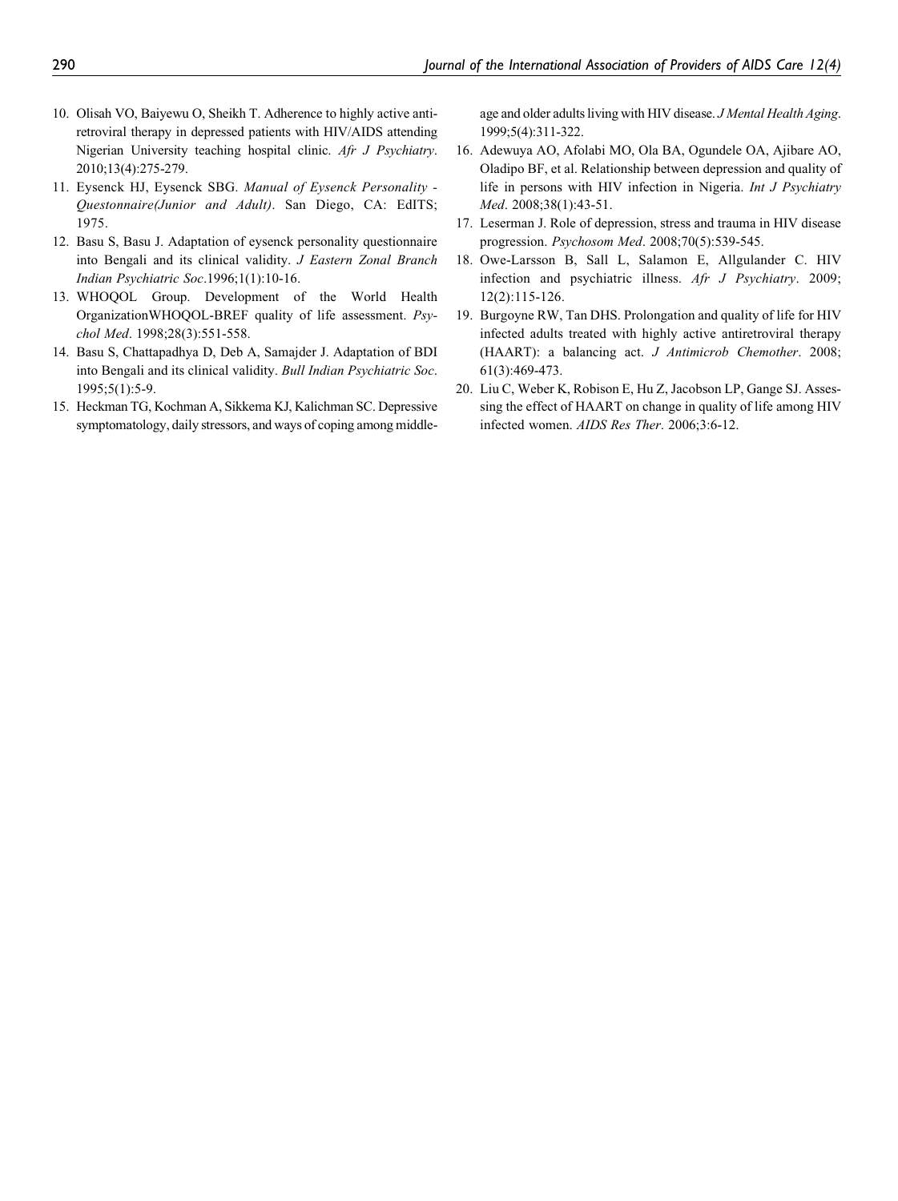10. Olisah VO, Baiyewu O, Sheikh T. Adherence to highly active antiretroviral therapy in depressed patients with HIV/AIDS attending Nigerian University teaching hospital clinic. *Afr J Psychiatry*. 2010;13(4):275-279.
11. Eysenck HJ, Eysenck SBG. *Manual of Eysenck Personality - Questonnaire(Junior and Adult)*. San Diego, CA: EdITS; 1975.
12. Basu S, Basu J. Adaptation of eysenck personality questionnaire into Bengali and its clinical validity. *J Eastern Zonal Branch Indian Psychiatric Soc*.1996;1(1):10-16.
13. WHOQOL Group. Development of the World Health OrganizationWHOQOL-BREF quality of life assessment. *Psychol Med*. 1998;28(3):551-558.
14. Basu S, Chattapadhya D, Deb A, Samajder J. Adaptation of BDI into Bengali and its clinical validity. *Bull Indian Psychiatric Soc*. 1995;5(1):5-9.
15. Heckman TG, Kochman A, Sikkema KJ, Kalichman SC. Depressive symptomatology, daily stressors, and ways of coping among middle-age and older adults living with HIV disease. *J Mental Health Aging*. 1999;5(4):311-322.
16. Adewuya AO, Afolabi MO, Ola BA, Ogundele OA, Ajibare AO, Oladipo BF, et al. Relationship between depression and quality of life in persons with HIV infection in Nigeria. *Int J Psychiatry Med*. 2008;38(1):43-51.
17. Leserman J. Role of depression, stress and trauma in HIV disease progression. *Psychosom Med*. 2008;70(5):539-545.
18. Owe-Larsson B, Sall L, Salamon E, Allgulander C. HIV infection and psychiatric illness. *Afr J Psychiatry*. 2009; 12(2):115-126.
19. Burgoyne RW, Tan DHS. Prolongation and quality of life for HIV infected adults treated with highly active antiretroviral therapy (HAART): a balancing act. *J Antimicrob Chemother*. 2008; 61(3):469-473.
20. Liu C, Weber K, Robison E, Hu Z, Jacobson LP, Gange SJ. Assessing the effect of HAART on change in quality of life among HIV infected women. *AIDS Res Ther*. 2006;3:6-12.